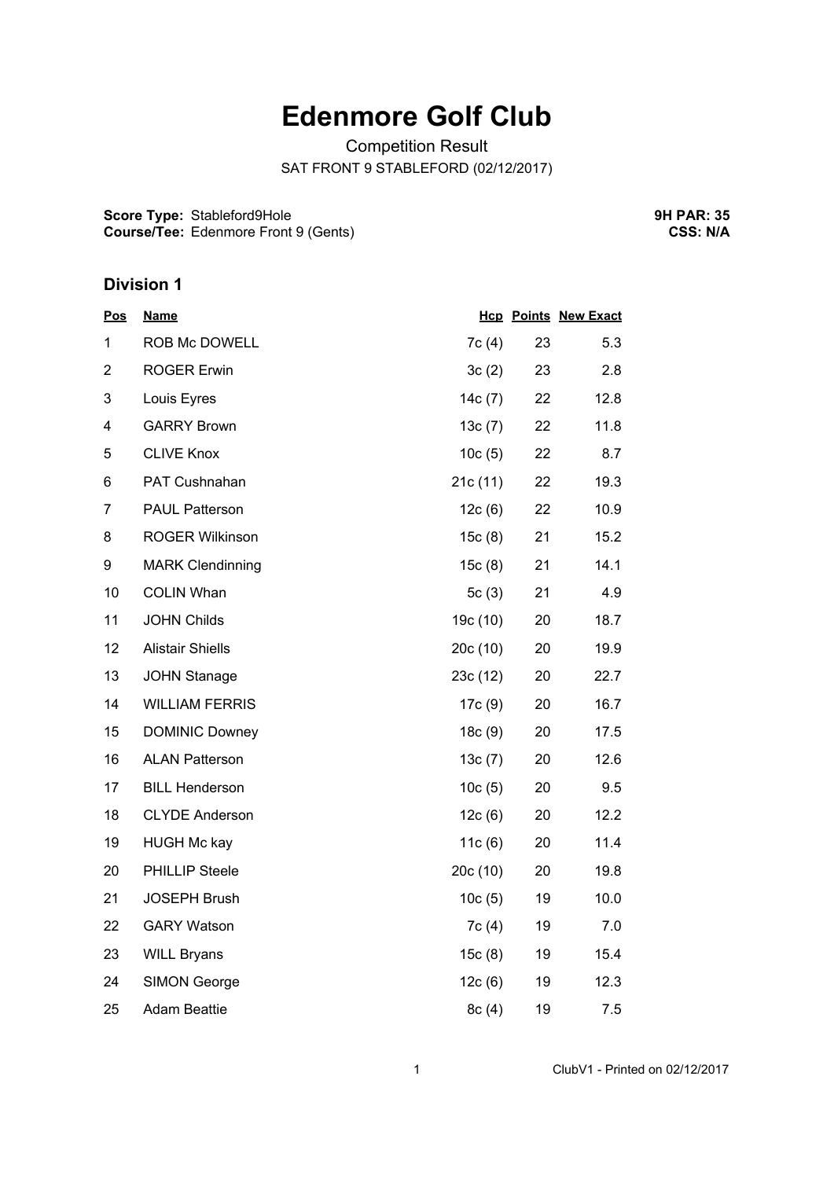# Edenmore Golf Club

Competition Result

SAT FRONT 9 STABLEFORD (02/12/2017)

**Score Type:** Stableford9Hole
**Course/Tee:** Edenmore Front 9 (Gents)

**9H PAR: 35**
**CSS: N/A**

## Division 1

| Pos | Name | Hcp | Points | New Exact |
|---|---|---|---|---|
| 1 | ROB Mc DOWELL | 7c (4) | 23 | 5.3 |
| 2 | ROGER Erwin | 3c (2) | 23 | 2.8 |
| 3 | Louis Eyres | 14c (7) | 22 | 12.8 |
| 4 | GARRY Brown | 13c (7) | 22 | 11.8 |
| 5 | CLIVE Knox | 10c (5) | 22 | 8.7 |
| 6 | PAT Cushnahan | 21c (11) | 22 | 19.3 |
| 7 | PAUL Patterson | 12c (6) | 22 | 10.9 |
| 8 | ROGER Wilkinson | 15c (8) | 21 | 15.2 |
| 9 | MARK Clendinning | 15c (8) | 21 | 14.1 |
| 10 | COLIN Whan | 5c (3) | 21 | 4.9 |
| 11 | JOHN Childs | 19c (10) | 20 | 18.7 |
| 12 | Alistair Shiells | 20c (10) | 20 | 19.9 |
| 13 | JOHN Stanage | 23c (12) | 20 | 22.7 |
| 14 | WILLIAM FERRIS | 17c (9) | 20 | 16.7 |
| 15 | DOMINIC Downey | 18c (9) | 20 | 17.5 |
| 16 | ALAN Patterson | 13c (7) | 20 | 12.6 |
| 17 | BILL Henderson | 10c (5) | 20 | 9.5 |
| 18 | CLYDE Anderson | 12c (6) | 20 | 12.2 |
| 19 | HUGH Mc kay | 11c (6) | 20 | 11.4 |
| 20 | PHILLIP Steele | 20c (10) | 20 | 19.8 |
| 21 | JOSEPH Brush | 10c (5) | 19 | 10.0 |
| 22 | GARY Watson | 7c (4) | 19 | 7.0 |
| 23 | WILL Bryans | 15c (8) | 19 | 15.4 |
| 24 | SIMON George | 12c (6) | 19 | 12.3 |
| 25 | Adam Beattie | 8c (4) | 19 | 7.5 |

ClubV1 - Printed on 02/12/2017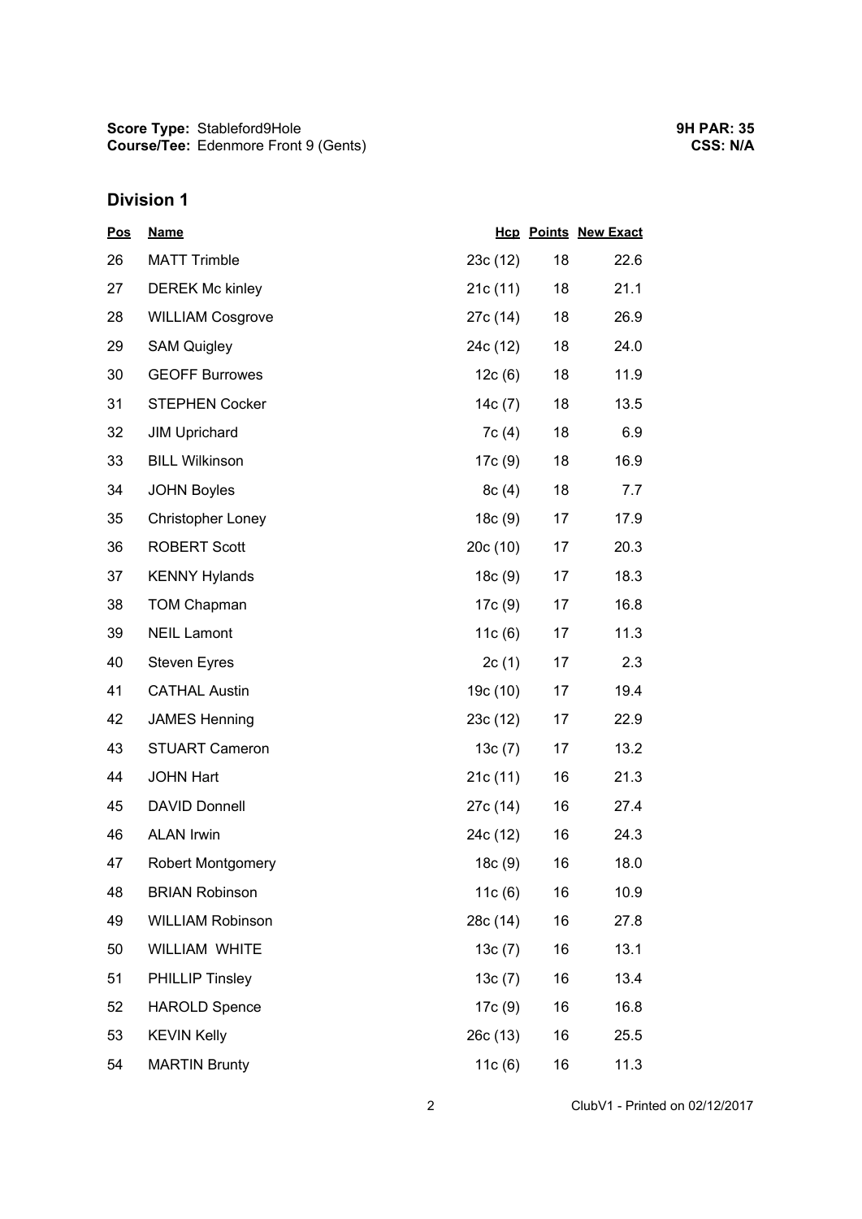**Score Type:** Stableford9Hole
**Course/Tee:** Edenmore Front 9 (Gents)

**9H PAR: 35**
**CSS: N/A**

## Division 1

| Pos | Name | Hcp | Points | New Exact |
|---|---|---|---|---|
| 26 | MATT Trimble | 23c (12) | 18 | 22.6 |
| 27 | DEREK Mc kinley | 21c (11) | 18 | 21.1 |
| 28 | WILLIAM Cosgrove | 27c (14) | 18 | 26.9 |
| 29 | SAM Quigley | 24c (12) | 18 | 24.0 |
| 30 | GEOFF Burrowes | 12c (6) | 18 | 11.9 |
| 31 | STEPHEN Cocker | 14c (7) | 18 | 13.5 |
| 32 | JIM Uprichard | 7c (4) | 18 | 6.9 |
| 33 | BILL Wilkinson | 17c (9) | 18 | 16.9 |
| 34 | JOHN Boyles | 8c (4) | 18 | 7.7 |
| 35 | Christopher Loney | 18c (9) | 17 | 17.9 |
| 36 | ROBERT Scott | 20c (10) | 17 | 20.3 |
| 37 | KENNY Hylands | 18c (9) | 17 | 18.3 |
| 38 | TOM Chapman | 17c (9) | 17 | 16.8 |
| 39 | NEIL Lamont | 11c (6) | 17 | 11.3 |
| 40 | Steven Eyres | 2c (1) | 17 | 2.3 |
| 41 | CATHAL Austin | 19c (10) | 17 | 19.4 |
| 42 | JAMES Henning | 23c (12) | 17 | 22.9 |
| 43 | STUART Cameron | 13c (7) | 17 | 13.2 |
| 44 | JOHN Hart | 21c (11) | 16 | 21.3 |
| 45 | DAVID Donnell | 27c (14) | 16 | 27.4 |
| 46 | ALAN Irwin | 24c (12) | 16 | 24.3 |
| 47 | Robert Montgomery | 18c (9) | 16 | 18.0 |
| 48 | BRIAN Robinson | 11c (6) | 16 | 10.9 |
| 49 | WILLIAM Robinson | 28c (14) | 16 | 27.8 |
| 50 | WILLIAM WHITE | 13c (7) | 16 | 13.1 |
| 51 | PHILLIP Tinsley | 13c (7) | 16 | 13.4 |
| 52 | HAROLD Spence | 17c (9) | 16 | 16.8 |
| 53 | KEVIN Kelly | 26c (13) | 16 | 25.5 |
| 54 | MARTIN Brunty | 11c (6) | 16 | 11.3 |

ClubV1 - Printed on 02/12/2017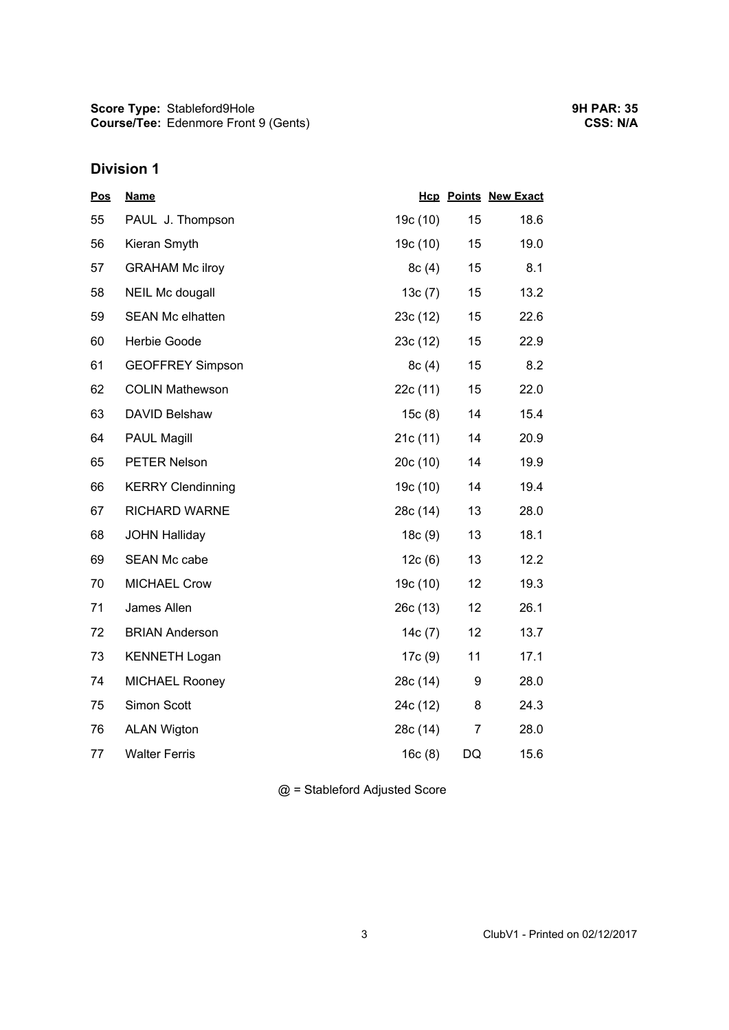**Score Type:** Stableford9Hole
**Course/Tee:** Edenmore Front 9 (Gents)

**9H PAR: 35**
**CSS: N/A**

## Division 1

| Pos | Name | Hcp | Points | New Exact |
|---|---|---|---|---|
| 55 | PAUL J. Thompson | 19c (10) | 15 | 18.6 |
| 56 | Kieran Smyth | 19c (10) | 15 | 19.0 |
| 57 | GRAHAM Mc ilroy | 8c (4) | 15 | 8.1 |
| 58 | NEIL Mc dougall | 13c (7) | 15 | 13.2 |
| 59 | SEAN Mc elhatten | 23c (12) | 15 | 22.6 |
| 60 | Herbie Goode | 23c (12) | 15 | 22.9 |
| 61 | GEOFFREY Simpson | 8c (4) | 15 | 8.2 |
| 62 | COLIN Mathewson | 22c (11) | 15 | 22.0 |
| 63 | DAVID Belshaw | 15c (8) | 14 | 15.4 |
| 64 | PAUL Magill | 21c (11) | 14 | 20.9 |
| 65 | PETER Nelson | 20c (10) | 14 | 19.9 |
| 66 | KERRY Clendinning | 19c (10) | 14 | 19.4 |
| 67 | RICHARD WARNE | 28c (14) | 13 | 28.0 |
| 68 | JOHN Halliday | 18c (9) | 13 | 18.1 |
| 69 | SEAN Mc cabe | 12c (6) | 13 | 12.2 |
| 70 | MICHAEL Crow | 19c (10) | 12 | 19.3 |
| 71 | James Allen | 26c (13) | 12 | 26.1 |
| 72 | BRIAN Anderson | 14c (7) | 12 | 13.7 |
| 73 | KENNETH Logan | 17c (9) | 11 | 17.1 |
| 74 | MICHAEL Rooney | 28c (14) | 9 | 28.0 |
| 75 | Simon Scott | 24c (12) | 8 | 24.3 |
| 76 | ALAN Wigton | 28c (14) | 7 | 28.0 |
| 77 | Walter Ferris | 16c (8) | DQ | 15.6 |

@ = Stableford Adjusted Score

ClubV1 - Printed on 02/12/2017